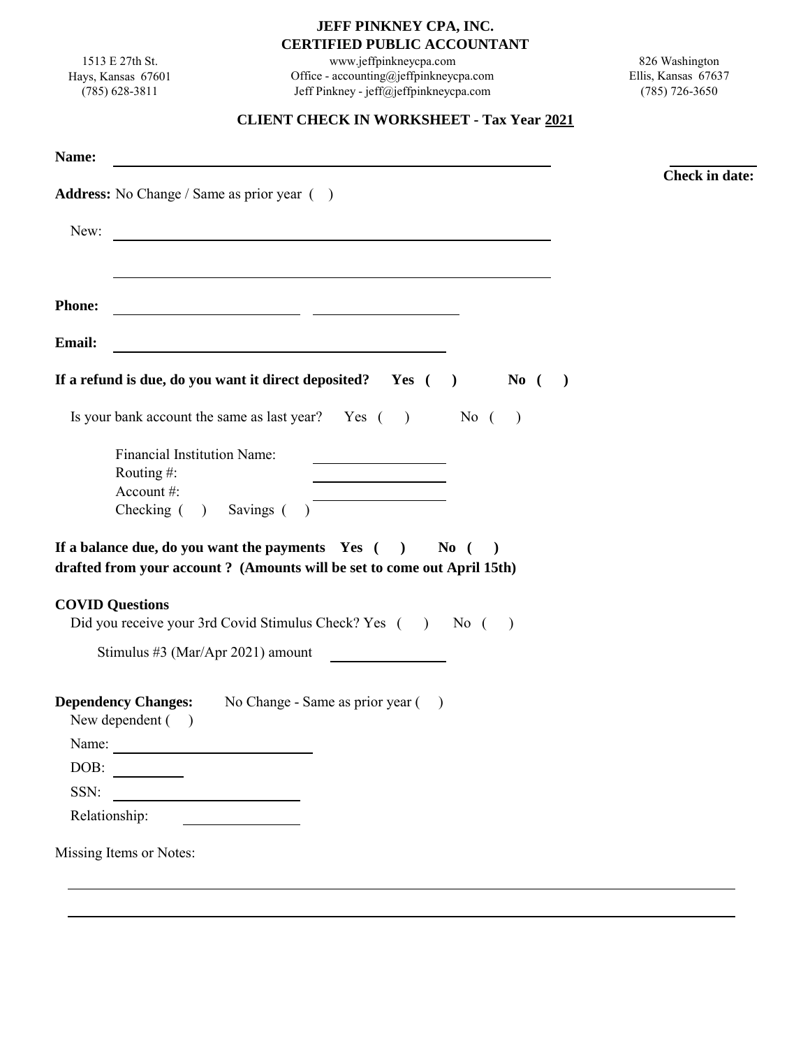# JEFF PINKNEY CPA, INC.
## CERTIFIED PUBLIC ACCOUNTANT

1513 E 27th St.
Hays, Kansas 67601
(785) 628-3811

www.jeffpinkneycpa.com
Office - accounting@jeffpinkneycpa.com
Jeff Pinkney - jeff@jeffpinkneycpa.com

826 Washington
Ellis, Kansas 67637
(785) 726-3650

### CLIENT CHECK IN WORKSHEET - Tax Year 2021

**Name:** ______________________________________________

**Check in date:** ____________

**Address:** No Change / Same as prior year ( )

New: ______________________________________________

______________________________________________

**Phone:** ____________________ ____________________

**Email:** ______________________________________

**If a refund is due, do you want it direct deposited? Yes ( ) No ( )**

Is your bank account the same as last year? Yes ( ) No ( )

Financial Institution Name: ____________________
Routing #: ____________________
Account #: ____________________
Checking ( ) Savings ( )

**If a balance due, do you want the payments Yes ( ) No ( )**
**drafted from your account ? (Amounts will be set to come out April 15th)**

**COVID Questions**

Did you receive your 3rd Covid Stimulus Check? Yes ( ) No ( )

Stimulus #3 (Mar/Apr 2021) amount ____________

**Dependency Changes:** No Change - Same as prior year ( )

New dependent ( )

Name: ____________________

DOB: __________

SSN: ____________________

Relationship: ______________

Missing Items or Notes:

______________________________________________________________________

______________________________________________________________________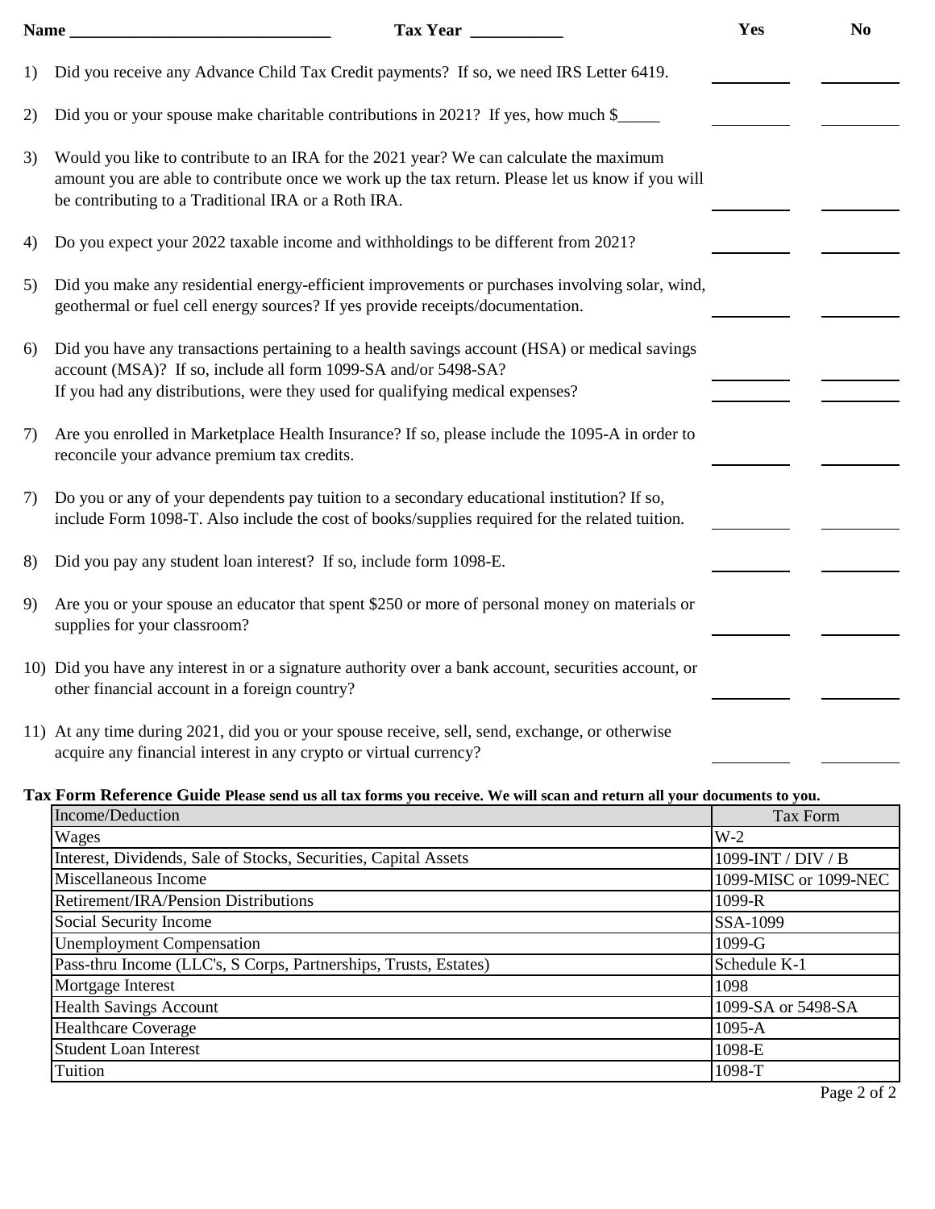**Name** ______________________________ **Tax Year** __________

| | | Yes | No |
|---|---|---|---|
| 1) | Did you receive any Advance Child Tax Credit payments? If so, we need IRS Letter 6419. | ______ | ______ |
| 2) | Did you or your spouse make charitable contributions in 2021? If yes, how much $_____ | ______ | ______ |
| 3) | Would you like to contribute to an IRA for the 2021 year? We can calculate the maximum amount you are able to contribute once we work up the tax return. Please let us know if you will be contributing to a Traditional IRA or a Roth IRA. | ______ | ______ |
| 4) | Do you expect your 2022 taxable income and withholdings to be different from 2021? | ______ | ______ |
| 5) | Did you make any residential energy-efficient improvements or purchases involving solar, wind, geothermal or fuel cell energy sources? If yes provide receipts/documentation. | ______ | ______ |
| 6) | Did you have any transactions pertaining to a health savings account (HSA) or medical savings account (MSA)? If so, include all form 1099-SA and/or 5498-SA? | ______ | ______ |
| | If you had any distributions, were they used for qualifying medical expenses? | ______ | ______ |
| 7) | Are you enrolled in Marketplace Health Insurance? If so, please include the 1095-A in order to reconcile your advance premium tax credits. | ______ | ______ |
| 7) | Do you or any of your dependents pay tuition to a secondary educational institution? If so, include Form 1098-T. Also include the cost of books/supplies required for the related tuition. | ______ | ______ |
| 8) | Did you pay any student loan interest? If so, include form 1098-E. | ______ | ______ |
| 9) | Are you or your spouse an educator that spent $250 or more of personal money on materials or supplies for your classroom? | ______ | ______ |
| 10) | Did you have any interest in or a signature authority over a bank account, securities account, or other financial account in a foreign country? | ______ | ______ |
| 11) | At any time during 2021, did you or your spouse receive, sell, send, exchange, or otherwise acquire any financial interest in any crypto or virtual currency? | ______ | ______ |

**Tax Form Reference Guide Please send us all tax forms you receive. We will scan and return all your documents to you.**

| Income/Deduction | Tax Form |
|---|---|
| Wages | W-2 |
| Interest, Dividends, Sale of Stocks, Securities, Capital Assets | 1099-INT / DIV / B |
| Miscellaneous Income | 1099-MISC or 1099-NEC |
| Retirement/IRA/Pension Distributions | 1099-R |
| Social Security Income | SSA-1099 |
| Unemployment Compensation | 1099-G |
| Pass-thru Income (LLC's, S Corps, Partnerships, Trusts, Estates) | Schedule K-1 |
| Mortgage Interest | 1098 |
| Health Savings Account | 1099-SA or 5498-SA |
| Healthcare Coverage | 1095-A |
| Student Loan Interest | 1098-E |
| Tuition | 1098-T |